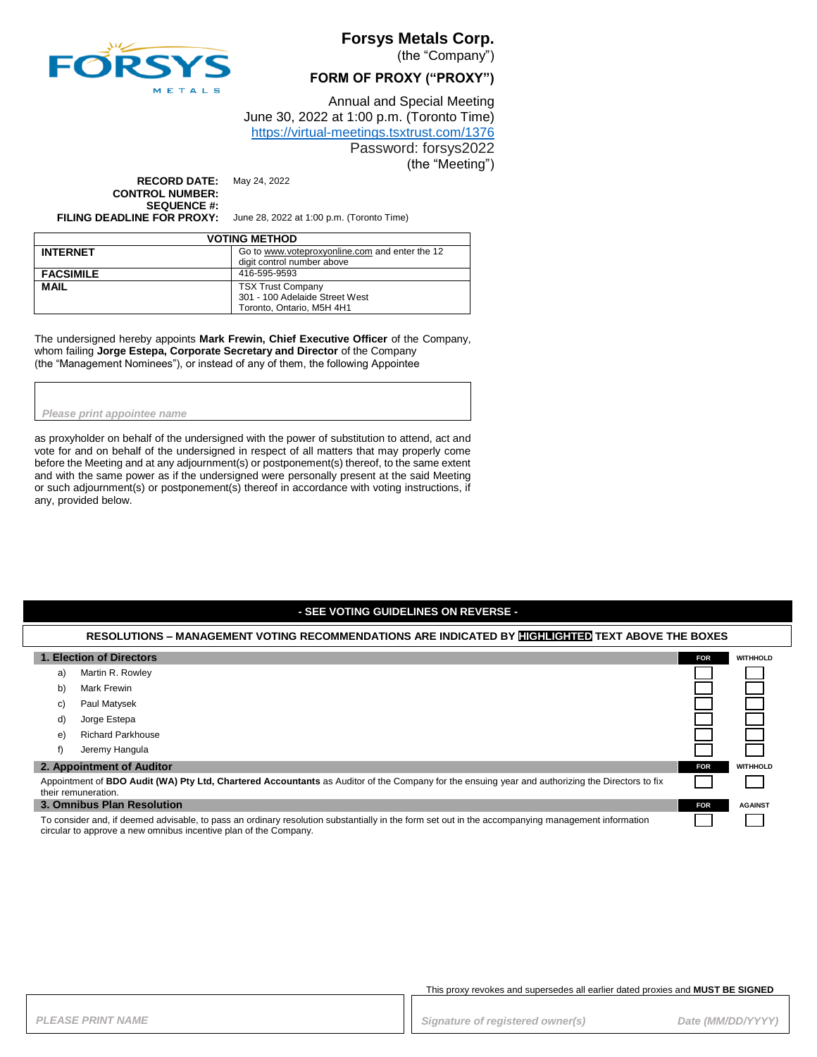# Forsys Metals Corp.

(the "Company")

## FORM OF PROXY ("PROXY")

Annual and Special Meeting
June 30, 2022 at 1:00 p.m. (Toronto Time)
https://virtual-meetings.tsxtrust.com/1376
Password: forsys2022
(the "Meeting")

**RECORD DATE:** May 24, 2022
**CONTROL NUMBER:**
**SEQUENCE #:**
**FILING DEADLINE FOR PROXY:** June 28, 2022 at 1:00 p.m. (Toronto Time)

| VOTING METHOD | |
|---|---|
| **INTERNET** | Go to www.voteproxyonline.com and enter the 12 digit control number above |
| **FACSIMILE** | 416-595-9593 |
| **MAIL** | TSX Trust Company<br>301 - 100 Adelaide Street West<br>Toronto, Ontario, M5H 4H1 |

The undersigned hereby appoints **Mark Frewin, Chief Executive Officer** of the Company, whom failing **Jorge Estepa, Corporate Secretary and Director** of the Company (the "Management Nominees"), or instead of any of them, the following Appointee

*Please print appointee name*

as proxyholder on behalf of the undersigned with the power of substitution to attend, act and vote for and on behalf of the undersigned in respect of all matters that may properly come before the Meeting and at any adjournment(s) or postponement(s) thereof, to the same extent and with the same power as if the undersigned were personally present at the said Meeting or such adjournment(s) or postponement(s) thereof in accordance with voting instructions, if any, provided below.

**- SEE VOTING GUIDELINES ON REVERSE -**

**RESOLUTIONS – MANAGEMENT VOTING RECOMMENDATIONS ARE INDICATED BY HIGHLIGHTED TEXT ABOVE THE BOXES**

| 1. Election of Directors | FOR | WITHHOLD |
|---|---|---|
| a) Martin R. Rowley | ☐ | ☐ |
| b) Mark Frewin | ☐ | ☐ |
| c) Paul Matysek | ☐ | ☐ |
| d) Jorge Estepa | ☐ | ☐ |
| e) Richard Parkhouse | ☐ | ☐ |
| f) Jeremy Hangula | ☐ | ☐ |

| 2. Appointment of Auditor | FOR | WITHHOLD |
|---|---|---|
| Appointment of **BDO Audit (WA) Pty Ltd, Chartered Accountants** as Auditor of the Company for the ensuing year and authorizing the Directors to fix their remuneration. | ☐ | ☐ |

| 3. Omnibus Plan Resolution | FOR | AGAINST |
|---|---|---|
| To consider and, if deemed advisable, to pass an ordinary resolution substantially in the form set out in the accompanying management information circular to approve a new omnibus incentive plan of the Company. | ☐ | ☐ |

This proxy revokes and supersedes all earlier dated proxies and **MUST BE SIGNED**

*PLEASE PRINT NAME*

*Signature of registered owner(s)* *Date (MM/DD/YYYY)*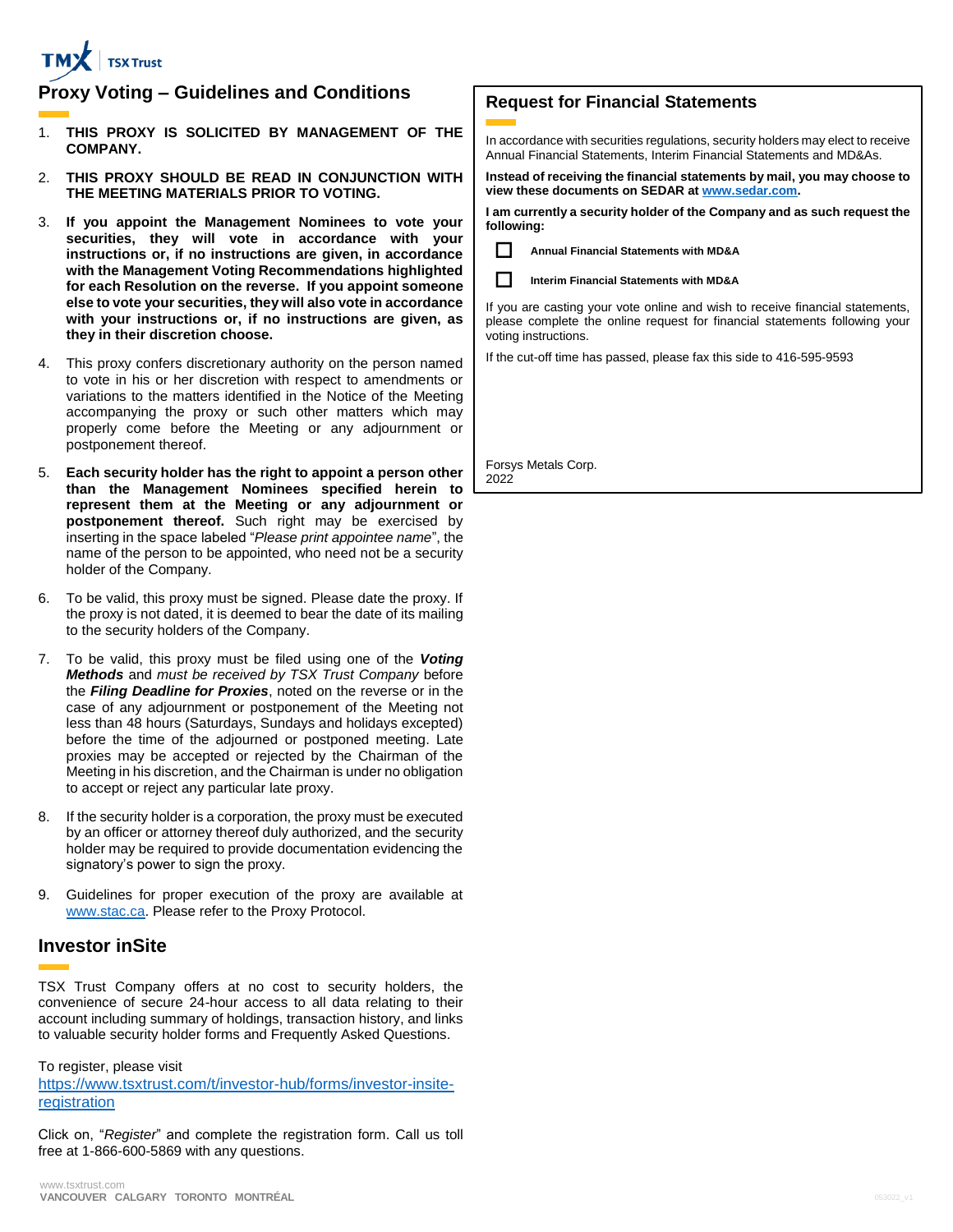TMX | TSX Trust

# Proxy Voting – Guidelines and Conditions

1. **THIS PROXY IS SOLICITED BY MANAGEMENT OF THE COMPANY.**
2. **THIS PROXY SHOULD BE READ IN CONJUNCTION WITH THE MEETING MATERIALS PRIOR TO VOTING.**
3. **If you appoint the Management Nominees to vote your securities, they will vote in accordance with your instructions or, if no instructions are given, in accordance with the Management Voting Recommendations highlighted for each Resolution on the reverse. If you appoint someone else to vote your securities, they will also vote in accordance with your instructions or, if no instructions are given, as they in their discretion choose.**
4. This proxy confers discretionary authority on the person named to vote in his or her discretion with respect to amendments or variations to the matters identified in the Notice of the Meeting accompanying the proxy or such other matters which may properly come before the Meeting or any adjournment or postponement thereof.
5. **Each security holder has the right to appoint a person other than the Management Nominees specified herein to represent them at the Meeting or any adjournment or postponement thereof.** Such right may be exercised by inserting in the space labeled "*Please print appointee name*", the name of the person to be appointed, who need not be a security holder of the Company.
6. To be valid, this proxy must be signed. Please date the proxy. If the proxy is not dated, it is deemed to bear the date of its mailing to the security holders of the Company.
7. To be valid, this proxy must be filed using one of the ***Voting Methods*** and *must be received by TSX Trust Company* before the ***Filing Deadline for Proxies***, noted on the reverse or in the case of any adjournment or postponement of the Meeting not less than 48 hours (Saturdays, Sundays and holidays excepted) before the time of the adjourned or postponed meeting. Late proxies may be accepted or rejected by the Chairman of the Meeting in his discretion, and the Chairman is under no obligation to accept or reject any particular late proxy.
8. If the security holder is a corporation, the proxy must be executed by an officer or attorney thereof duly authorized, and the security holder may be required to provide documentation evidencing the signatory's power to sign the proxy.
9. Guidelines for proper execution of the proxy are available at www.stac.ca. Please refer to the Proxy Protocol.

## Investor inSite

TSX Trust Company offers at no cost to security holders, the convenience of secure 24-hour access to all data relating to their account including summary of holdings, transaction history, and links to valuable security holder forms and Frequently Asked Questions.

To register, please visit https://www.tsxtrust.com/t/investor-hub/forms/investor-insite-registration

Click on, "*Register*" and complete the registration form. Call us toll free at 1-866-600-5869 with any questions.

## Request for Financial Statements

In accordance with securities regulations, security holders may elect to receive Annual Financial Statements, Interim Financial Statements and MD&As.

**Instead of receiving the financial statements by mail, you may choose to view these documents on SEDAR at www.sedar.com.**

**I am currently a security holder of the Company and as such request the following:**

☐ **Annual Financial Statements with MD&A**

☐ **Interim Financial Statements with MD&A**

If you are casting your vote online and wish to receive financial statements, please complete the online request for financial statements following your voting instructions.

If the cut-off time has passed, please fax this side to 416-595-9593

Forsys Metals Corp.
2022

www.tsxtrust.com
VANCOUVER CALGARY TORONTO MONTRÉAL